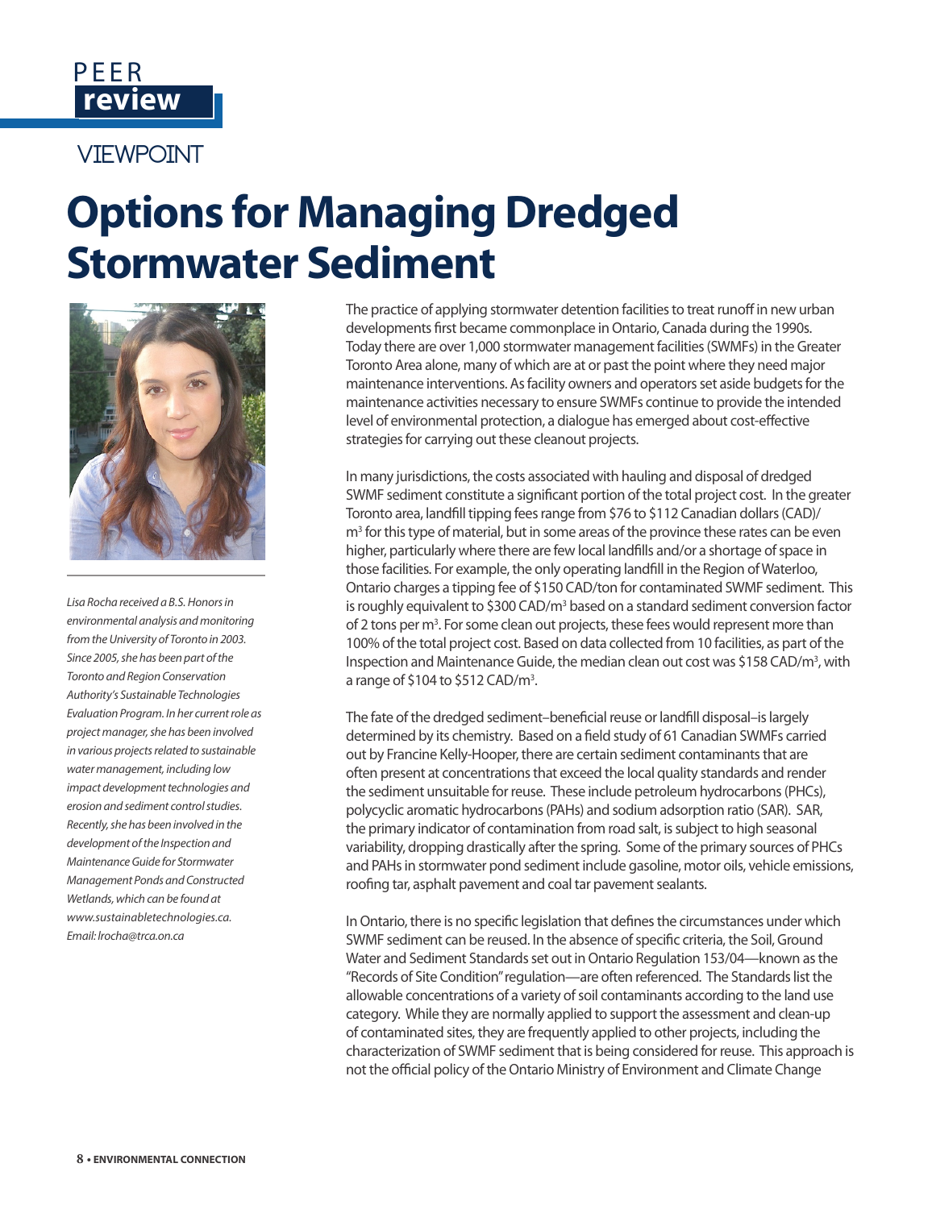PEER **review**

VIEWPOINT

# Options for Managing Dredged Stormwater Sediment

*Lisa Rocha received a B.S. Honors in environmental analysis and monitoring from the University of Toronto in 2003. Since 2005, she has been part of the Toronto and Region Conservation Authority's Sustainable Technologies Evaluation Program. In her current role as project manager, she has been involved in various projects related to sustainable water management, including low impact development technologies and erosion and sediment control studies. Recently, she has been involved in the development of the Inspection and Maintenance Guide for Stormwater Management Ponds and Constructed Wetlands, which can be found at www.sustainabletechnologies.ca. Email: lrocha@trca.on.ca*

The practice of applying stormwater detention facilities to treat runoff in new urban developments first became commonplace in Ontario, Canada during the 1990s. Today there are over 1,000 stormwater management facilities (SWMFs) in the Greater Toronto Area alone, many of which are at or past the point where they need major maintenance interventions. As facility owners and operators set aside budgets for the maintenance activities necessary to ensure SWMFs continue to provide the intended level of environmental protection, a dialogue has emerged about cost-effective strategies for carrying out these cleanout projects.

In many jurisdictions, the costs associated with hauling and disposal of dredged SWMF sediment constitute a significant portion of the total project cost. In the greater Toronto area, landfill tipping fees range from $76 to $112 Canadian dollars (CAD)/m$^3$ for this type of material, but in some areas of the province these rates can be even higher, particularly where there are few local landfills and/or a shortage of space in those facilities. For example, the only operating landfill in the Region of Waterloo, Ontario charges a tipping fee of $150 CAD/ton for contaminated SWMF sediment. This is roughly equivalent to $300 CAD/m$^3$ based on a standard sediment conversion factor of 2 tons per m$^3$. For some clean out projects, these fees would represent more than 100% of the total project cost. Based on data collected from 10 facilities, as part of the Inspection and Maintenance Guide, the median clean out cost was $158 CAD/m$^3$, with a range of $104 to $512 CAD/m$^3$.

The fate of the dredged sediment–beneficial reuse or landfill disposal–is largely determined by its chemistry. Based on a field study of 61 Canadian SWMFs carried out by Francine Kelly-Hooper, there are certain sediment contaminants that are often present at concentrations that exceed the local quality standards and render the sediment unsuitable for reuse. These include petroleum hydrocarbons (PHCs), polycyclic aromatic hydrocarbons (PAHs) and sodium adsorption ratio (SAR). SAR, the primary indicator of contamination from road salt, is subject to high seasonal variability, dropping drastically after the spring. Some of the primary sources of PHCs and PAHs in stormwater pond sediment include gasoline, motor oils, vehicle emissions, roofing tar, asphalt pavement and coal tar pavement sealants.

In Ontario, there is no specific legislation that defines the circumstances under which SWMF sediment can be reused. In the absence of specific criteria, the Soil, Ground Water and Sediment Standards set out in Ontario Regulation 153/04—known as the "Records of Site Condition" regulation—are often referenced. The Standards list the allowable concentrations of a variety of soil contaminants according to the land use category. While they are normally applied to support the assessment and clean-up of contaminated sites, they are frequently applied to other projects, including the characterization of SWMF sediment that is being considered for reuse. This approach is not the official policy of the Ontario Ministry of Environment and Climate Change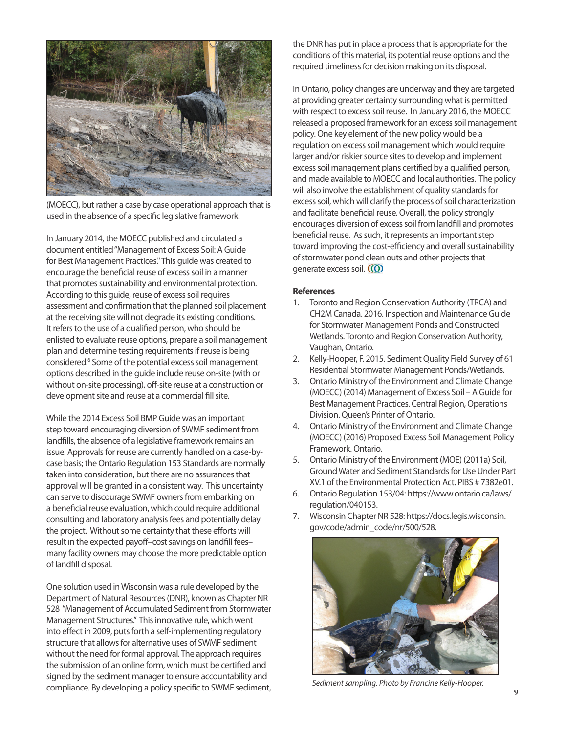(MOECC), but rather a case by case operational approach that is used in the absence of a specific legislative framework.

In January 2014, the MOECC published and circulated a document entitled "Management of Excess Soil: A Guide for Best Management Practices." This guide was created to encourage the beneficial reuse of excess soil in a manner that promotes sustainability and environmental protection. According to this guide, reuse of excess soil requires assessment and confirmation that the planned soil placement at the receiving site will not degrade its existing conditions. It refers to the use of a qualified person, who should be enlisted to evaluate reuse options, prepare a soil management plan and determine testing requirements if reuse is being considered.[6] Some of the potential excess soil management options described in the guide include reuse on-site (with or without on-site processing), off-site reuse at a construction or development site and reuse at a commercial fill site.

While the 2014 Excess Soil BMP Guide was an important step toward encouraging diversion of SWMF sediment from landfills, the absence of a legislative framework remains an issue. Approvals for reuse are currently handled on a case-by-case basis; the Ontario Regulation 153 Standards are normally taken into consideration, but there are no assurances that approval will be granted in a consistent way. This uncertainty can serve to discourage SWMF owners from embarking on a beneficial reuse evaluation, which could require additional consulting and laboratory analysis fees and potentially delay the project. Without some certainty that these efforts will result in the expected payoff–cost savings on landfill fees–many facility owners may choose the more predictable option of landfill disposal.

One solution used in Wisconsin was a rule developed by the Department of Natural Resources (DNR), known as Chapter NR 528 "Management of Accumulated Sediment from Stormwater Management Structures." This innovative rule, which went into effect in 2009, puts forth a self-implementing regulatory structure that allows for alternative uses of SWMF sediment without the need for formal approval. The approach requires the submission of an online form, which must be certified and signed by the sediment manager to ensure accountability and compliance. By developing a policy specific to SWMF sediment, the DNR has put in place a process that is appropriate for the conditions of this material, its potential reuse options and the required timeliness for decision making on its disposal.

In Ontario, policy changes are underway and they are targeted at providing greater certainty surrounding what is permitted with respect to excess soil reuse. In January 2016, the MOECC released a proposed framework for an excess soil management policy. One key element of the new policy would be a regulation on excess soil management which would require larger and/or riskier source sites to develop and implement excess soil management plans certified by a qualified person, and made available to MOECC and local authorities. The policy will also involve the establishment of quality standards for excess soil, which will clarify the process of soil characterization and facilitate beneficial reuse. Overall, the policy strongly encourages diversion of excess soil from landfill and promotes beneficial reuse. As such, it represents an important step toward improving the cost-efficiency and overall sustainability of stormwater pond clean outs and other projects that generate excess soil.

**References**

1. Toronto and Region Conservation Authority (TRCA) and CH2M Canada. 2016. Inspection and Maintenance Guide for Stormwater Management Ponds and Constructed Wetlands. Toronto and Region Conservation Authority, Vaughan, Ontario.
2. Kelly-Hooper, F. 2015. Sediment Quality Field Survey of 61 Residential Stormwater Management Ponds/Wetlands.
3. Ontario Ministry of the Environment and Climate Change (MOECC) (2014) Management of Excess Soil – A Guide for Best Management Practices. Central Region, Operations Division. Queen's Printer of Ontario.
4. Ontario Ministry of the Environment and Climate Change (MOECC) (2016) Proposed Excess Soil Management Policy Framework. Ontario.
5. Ontario Ministry of the Environment (MOE) (2011a) Soil, Ground Water and Sediment Standards for Use Under Part XV.1 of the Environmental Protection Act. PIBS # 7382e01.
6. Ontario Regulation 153/04: https://www.ontario.ca/laws/regulation/040153.
7. Wisconsin Chapter NR 528: https://docs.legis.wisconsin.gov/code/admin_code/nr/500/528.

*Sediment sampling. Photo by Francine Kelly-Hooper.*